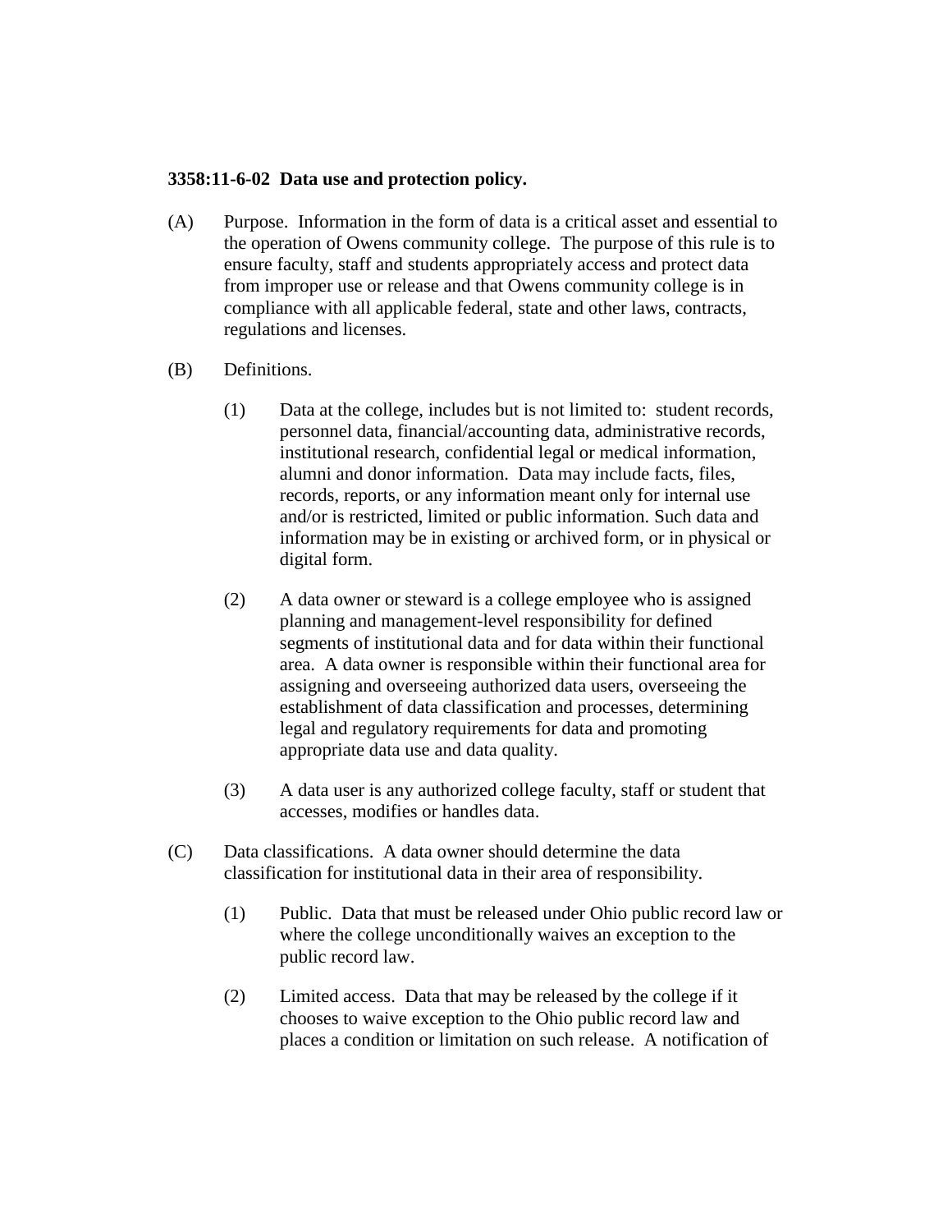**3358:11-6-02 Data use and protection policy.**

(A) Purpose. Information in the form of data is a critical asset and essential to the operation of Owens community college. The purpose of this rule is to ensure faculty, staff and students appropriately access and protect data from improper use or release and that Owens community college is in compliance with all applicable federal, state and other laws, contracts, regulations and licenses.

(B) Definitions.

(1) Data at the college, includes but is not limited to: student records, personnel data, financial/accounting data, administrative records, institutional research, confidential legal or medical information, alumni and donor information. Data may include facts, files, records, reports, or any information meant only for internal use and/or is restricted, limited or public information. Such data and information may be in existing or archived form, or in physical or digital form.

(2) A data owner or steward is a college employee who is assigned planning and management-level responsibility for defined segments of institutional data and for data within their functional area. A data owner is responsible within their functional area for assigning and overseeing authorized data users, overseeing the establishment of data classification and processes, determining legal and regulatory requirements for data and promoting appropriate data use and data quality.

(3) A data user is any authorized college faculty, staff or student that accesses, modifies or handles data.

(C) Data classifications. A data owner should determine the data classification for institutional data in their area of responsibility.

(1) Public. Data that must be released under Ohio public record law or where the college unconditionally waives an exception to the public record law.

(2) Limited access. Data that may be released by the college if it chooses to waive exception to the Ohio public record law and places a condition or limitation on such release. A notification of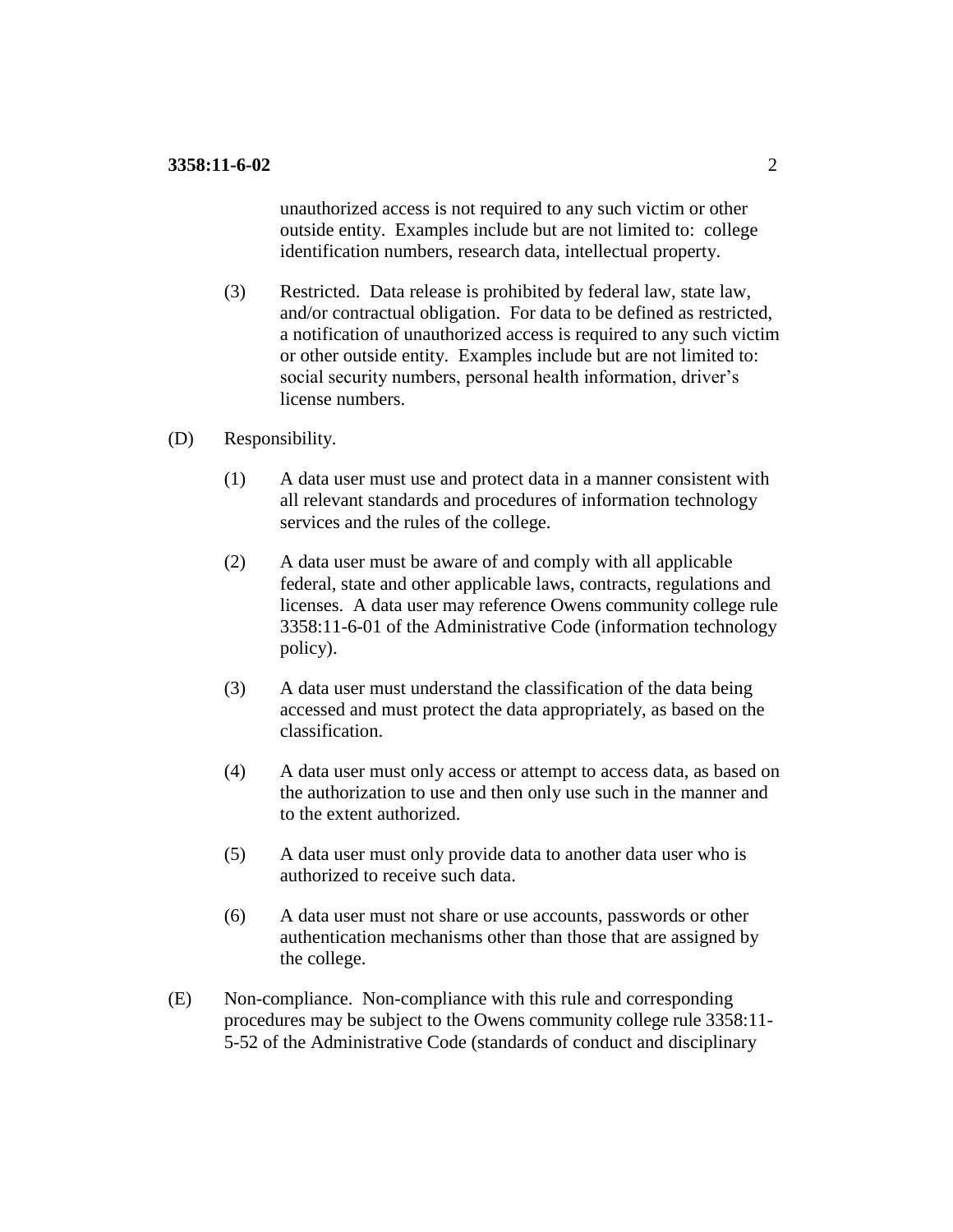unauthorized access is not required to any such victim or other outside entity. Examples include but are not limited to: college identification numbers, research data, intellectual property.

(3) Restricted. Data release is prohibited by federal law, state law, and/or contractual obligation. For data to be defined as restricted, a notification of unauthorized access is required to any such victim or other outside entity. Examples include but are not limited to: social security numbers, personal health information, driver's license numbers.

(D) Responsibility.

(1) A data user must use and protect data in a manner consistent with all relevant standards and procedures of information technology services and the rules of the college.

(2) A data user must be aware of and comply with all applicable federal, state and other applicable laws, contracts, regulations and licenses. A data user may reference Owens community college rule 3358:11-6-01 of the Administrative Code (information technology policy).

(3) A data user must understand the classification of the data being accessed and must protect the data appropriately, as based on the classification.

(4) A data user must only access or attempt to access data, as based on the authorization to use and then only use such in the manner and to the extent authorized.

(5) A data user must only provide data to another data user who is authorized to receive such data.

(6) A data user must not share or use accounts, passwords or other authentication mechanisms other than those that are assigned by the college.

(E) Non-compliance. Non-compliance with this rule and corresponding procedures may be subject to the Owens community college rule 3358:11-5-52 of the Administrative Code (standards of conduct and disciplinary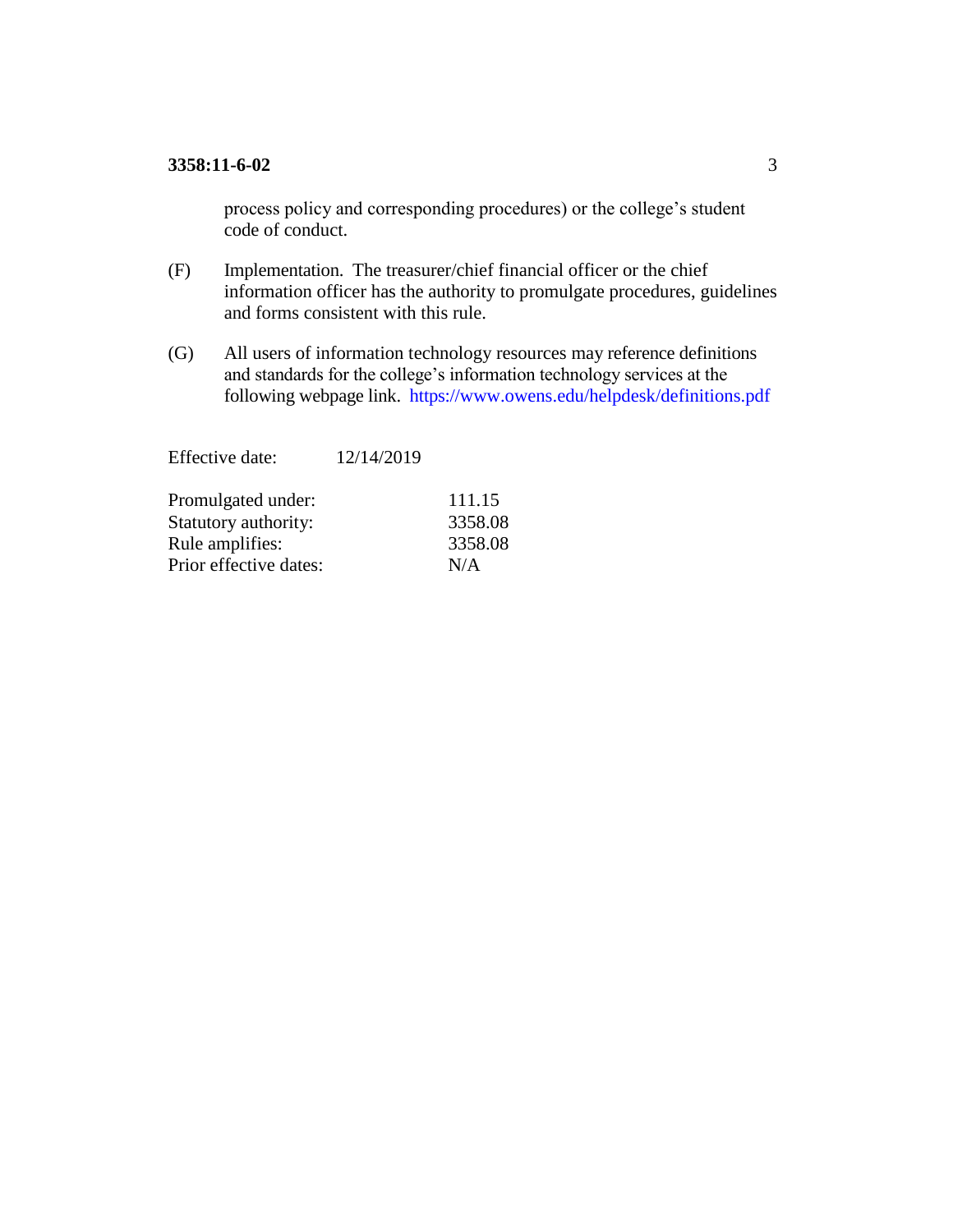process policy and corresponding procedures) or the college's student code of conduct.

(F) Implementation. The treasurer/chief financial officer or the chief information officer has the authority to promulgate procedures, guidelines and forms consistent with this rule.

(G) All users of information technology resources may reference definitions and standards for the college's information technology services at the following webpage link. https://www.owens.edu/helpdesk/definitions.pdf

Effective date: 12/14/2019

| | |
|---|---|
| Promulgated under: | 111.15 |
| Statutory authority: | 3358.08 |
| Rule amplifies: | 3358.08 |
| Prior effective dates: | N/A |